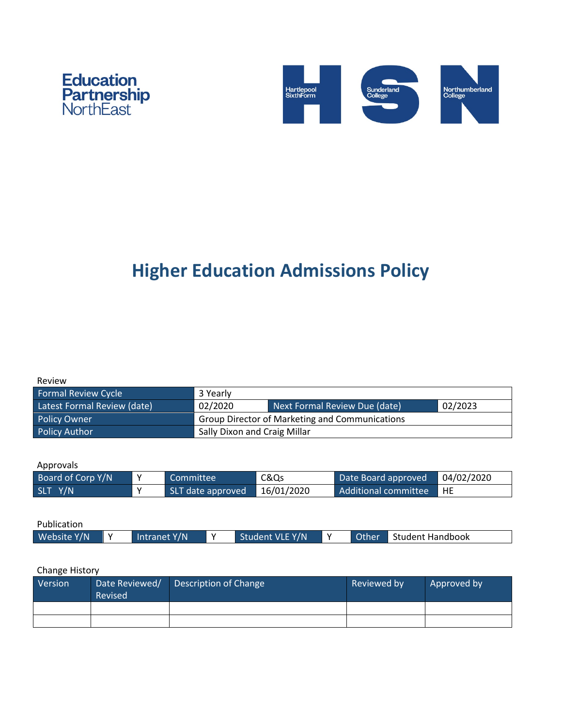Education Partnership NorthEast

Hartlepool SixthForm | Sunderland College | Northumberland College

# Higher Education Admissions Policy

Review

| Formal Review Cycle | 3 Yearly | | |
|---|---|---|---|
| Latest Formal Review (date) | 02/2020 | Next Formal Review Due (date) | 02/2023 |
| Policy Owner | Group Director of Marketing and Communications | | |
| Policy Author | Sally Dixon and Craig Millar | | |

Approvals

| Board of Corp Y/N | Y | Committee | C&Qs | Date Board approved | 04/02/2020 |
|---|---|---|---|---|---|
| SLT Y/N | Y | SLT date approved | 16/01/2020 | Additional committee | HE |

Publication

| Website Y/N | Y | Intranet Y/N | Y | Student VLE Y/N | Y | Other | Student Handbook |
|---|---|---|---|---|---|---|---|

Change History

| Version | Date Reviewed/ Revised | Description of Change | Reviewed by | Approved by |
|---|---|---|---|---|
| | | | | |
| | | | | |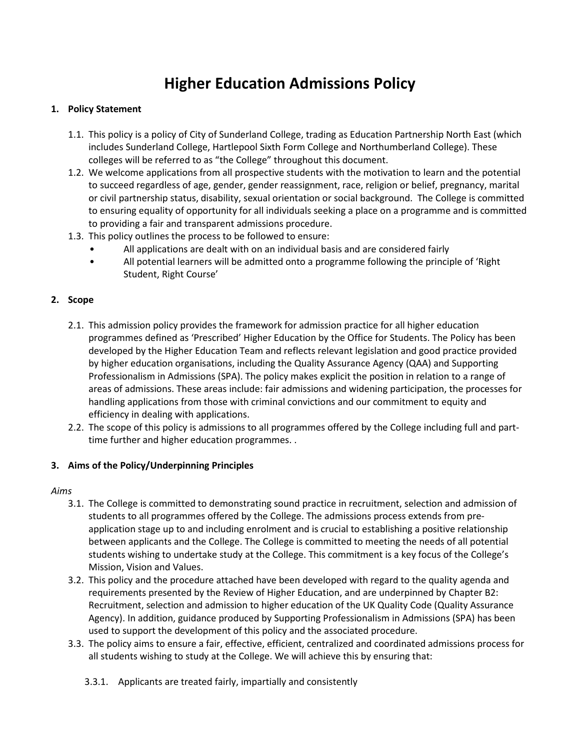# Higher Education Admissions Policy

## 1. Policy Statement

1.1. This policy is a policy of City of Sunderland College, trading as Education Partnership North East (which includes Sunderland College, Hartlepool Sixth Form College and Northumberland College). These colleges will be referred to as "the College" throughout this document.

1.2. We welcome applications from all prospective students with the motivation to learn and the potential to succeed regardless of age, gender, gender reassignment, race, religion or belief, pregnancy, marital or civil partnership status, disability, sexual orientation or social background. The College is committed to ensuring equality of opportunity for all individuals seeking a place on a programme and is committed to providing a fair and transparent admissions procedure.

1.3. This policy outlines the process to be followed to ensure:

- All applications are dealt with on an individual basis and are considered fairly
- All potential learners will be admitted onto a programme following the principle of 'Right Student, Right Course'

## 2. Scope

2.1. This admission policy provides the framework for admission practice for all higher education programmes defined as 'Prescribed' Higher Education by the Office for Students. The Policy has been developed by the Higher Education Team and reflects relevant legislation and good practice provided by higher education organisations, including the Quality Assurance Agency (QAA) and Supporting Professionalism in Admissions (SPA). The policy makes explicit the position in relation to a range of areas of admissions. These areas include: fair admissions and widening participation, the processes for handling applications from those with criminal convictions and our commitment to equity and efficiency in dealing with applications.

2.2. The scope of this policy is admissions to all programmes offered by the College including full and part-time further and higher education programmes. .

## 3. Aims of the Policy/Underpinning Principles

*Aims*

3.1. The College is committed to demonstrating sound practice in recruitment, selection and admission of students to all programmes offered by the College. The admissions process extends from pre-application stage up to and including enrolment and is crucial to establishing a positive relationship between applicants and the College. The College is committed to meeting the needs of all potential students wishing to undertake study at the College. This commitment is a key focus of the College's Mission, Vision and Values.

3.2. This policy and the procedure attached have been developed with regard to the quality agenda and requirements presented by the Review of Higher Education, and are underpinned by Chapter B2: Recruitment, selection and admission to higher education of the UK Quality Code (Quality Assurance Agency). In addition, guidance produced by Supporting Professionalism in Admissions (SPA) has been used to support the development of this policy and the associated procedure.

3.3. The policy aims to ensure a fair, effective, efficient, centralized and coordinated admissions process for all students wishing to study at the College. We will achieve this by ensuring that:

3.3.1. Applicants are treated fairly, impartially and consistently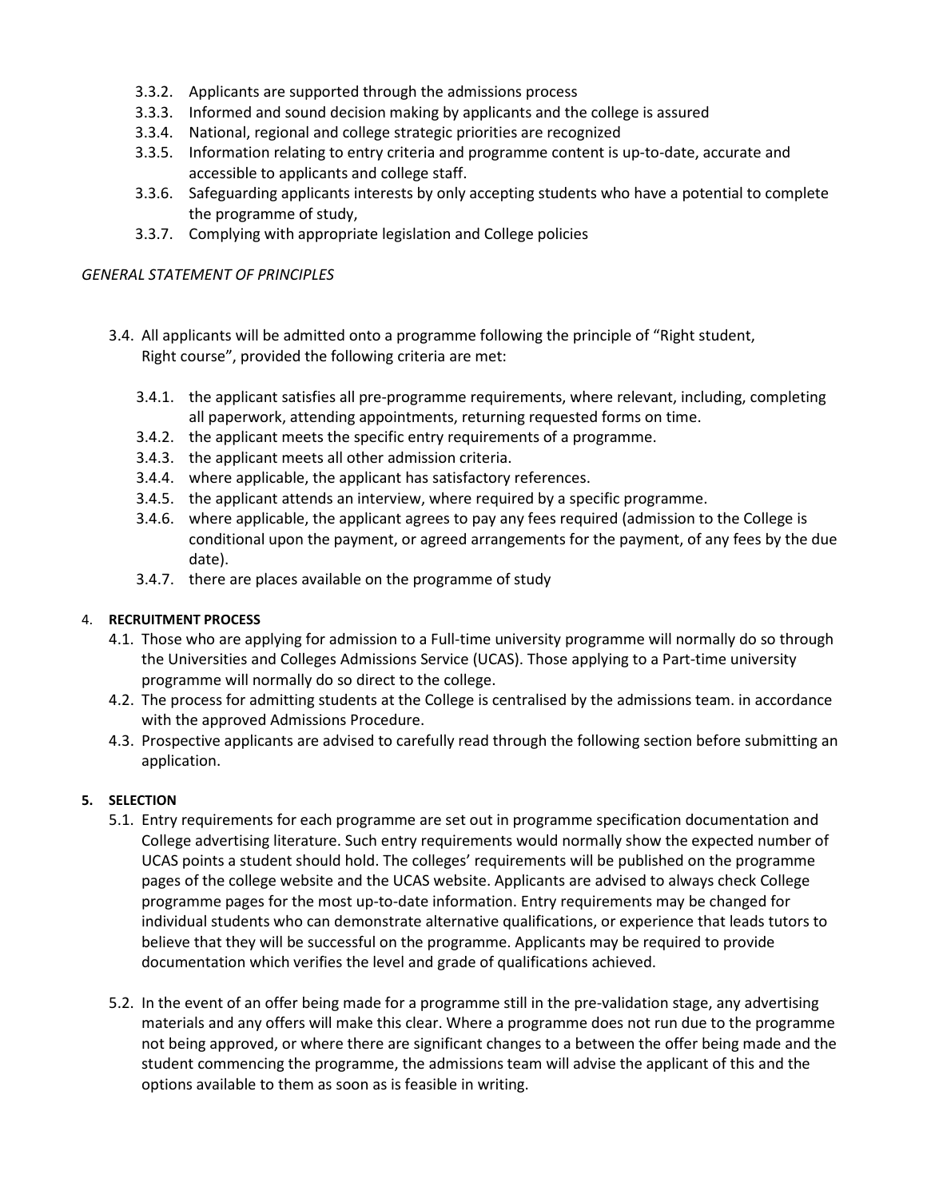- 3.3.2. Applicants are supported through the admissions process
- 3.3.3. Informed and sound decision making by applicants and the college is assured
- 3.3.4. National, regional and college strategic priorities are recognized
- 3.3.5. Information relating to entry criteria and programme content is up-to-date, accurate and accessible to applicants and college staff.
- 3.3.6. Safeguarding applicants interests by only accepting students who have a potential to complete the programme of study,
- 3.3.7. Complying with appropriate legislation and College policies

*GENERAL STATEMENT OF PRINCIPLES*

3.4. All applicants will be admitted onto a programme following the principle of "Right student, Right course", provided the following criteria are met:

- 3.4.1. the applicant satisfies all pre-programme requirements, where relevant, including, completing all paperwork, attending appointments, returning requested forms on time.
- 3.4.2. the applicant meets the specific entry requirements of a programme.
- 3.4.3. the applicant meets all other admission criteria.
- 3.4.4. where applicable, the applicant has satisfactory references.
- 3.4.5. the applicant attends an interview, where required by a specific programme.
- 3.4.6. where applicable, the applicant agrees to pay any fees required (admission to the College is conditional upon the payment, or agreed arrangements for the payment, of any fees by the due date).
- 3.4.7. there are places available on the programme of study

## 4. RECRUITMENT PROCESS

4.1. Those who are applying for admission to a Full-time university programme will normally do so through the Universities and Colleges Admissions Service (UCAS). Those applying to a Part-time university programme will normally do so direct to the college.

4.2. The process for admitting students at the College is centralised by the admissions team. in accordance with the approved Admissions Procedure.

4.3. Prospective applicants are advised to carefully read through the following section before submitting an application.

## 5. SELECTION

5.1. Entry requirements for each programme are set out in programme specification documentation and College advertising literature. Such entry requirements would normally show the expected number of UCAS points a student should hold. The colleges' requirements will be published on the programme pages of the college website and the UCAS website. Applicants are advised to always check College programme pages for the most up-to-date information. Entry requirements may be changed for individual students who can demonstrate alternative qualifications, or experience that leads tutors to believe that they will be successful on the programme. Applicants may be required to provide documentation which verifies the level and grade of qualifications achieved.

5.2. In the event of an offer being made for a programme still in the pre-validation stage, any advertising materials and any offers will make this clear. Where a programme does not run due to the programme not being approved, or where there are significant changes to a between the offer being made and the student commencing the programme, the admissions team will advise the applicant of this and the options available to them as soon as is feasible in writing.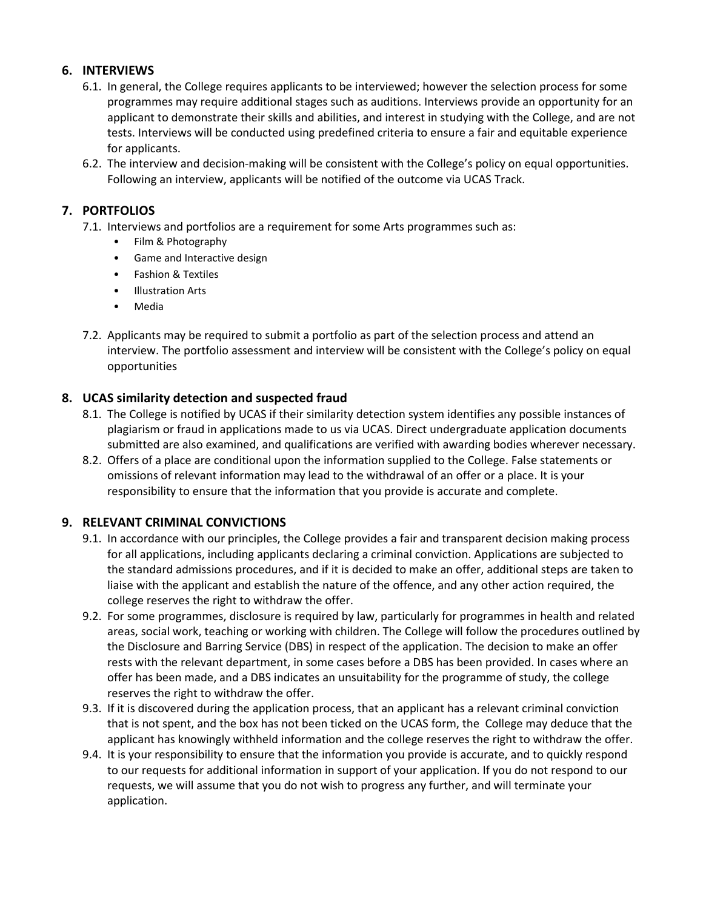## 6. INTERVIEWS

6.1. In general, the College requires applicants to be interviewed; however the selection process for some programmes may require additional stages such as auditions. Interviews provide an opportunity for an applicant to demonstrate their skills and abilities, and interest in studying with the College, and are not tests. Interviews will be conducted using predefined criteria to ensure a fair and equitable experience for applicants.

6.2. The interview and decision-making will be consistent with the College's policy on equal opportunities. Following an interview, applicants will be notified of the outcome via UCAS Track.

## 7. PORTFOLIOS

7.1. Interviews and portfolios are a requirement for some Arts programmes such as:

- Film & Photography
- Game and Interactive design
- Fashion & Textiles
- Illustration Arts
- Media

7.2. Applicants may be required to submit a portfolio as part of the selection process and attend an interview. The portfolio assessment and interview will be consistent with the College's policy on equal opportunities

## 8. UCAS similarity detection and suspected fraud

8.1. The College is notified by UCAS if their similarity detection system identifies any possible instances of plagiarism or fraud in applications made to us via UCAS. Direct undergraduate application documents submitted are also examined, and qualifications are verified with awarding bodies wherever necessary.

8.2. Offers of a place are conditional upon the information supplied to the College. False statements or omissions of relevant information may lead to the withdrawal of an offer or a place. It is your responsibility to ensure that the information that you provide is accurate and complete.

## 9. RELEVANT CRIMINAL CONVICTIONS

9.1. In accordance with our principles, the College provides a fair and transparent decision making process for all applications, including applicants declaring a criminal conviction. Applications are subjected to the standard admissions procedures, and if it is decided to make an offer, additional steps are taken to liaise with the applicant and establish the nature of the offence, and any other action required, the college reserves the right to withdraw the offer.

9.2. For some programmes, disclosure is required by law, particularly for programmes in health and related areas, social work, teaching or working with children. The College will follow the procedures outlined by the Disclosure and Barring Service (DBS) in respect of the application. The decision to make an offer rests with the relevant department, in some cases before a DBS has been provided. In cases where an offer has been made, and a DBS indicates an unsuitability for the programme of study, the college reserves the right to withdraw the offer.

9.3. If it is discovered during the application process, that an applicant has a relevant criminal conviction that is not spent, and the box has not been ticked on the UCAS form, the College may deduce that the applicant has knowingly withheld information and the college reserves the right to withdraw the offer.

9.4. It is your responsibility to ensure that the information you provide is accurate, and to quickly respond to our requests for additional information in support of your application. If you do not respond to our requests, we will assume that you do not wish to progress any further, and will terminate your application.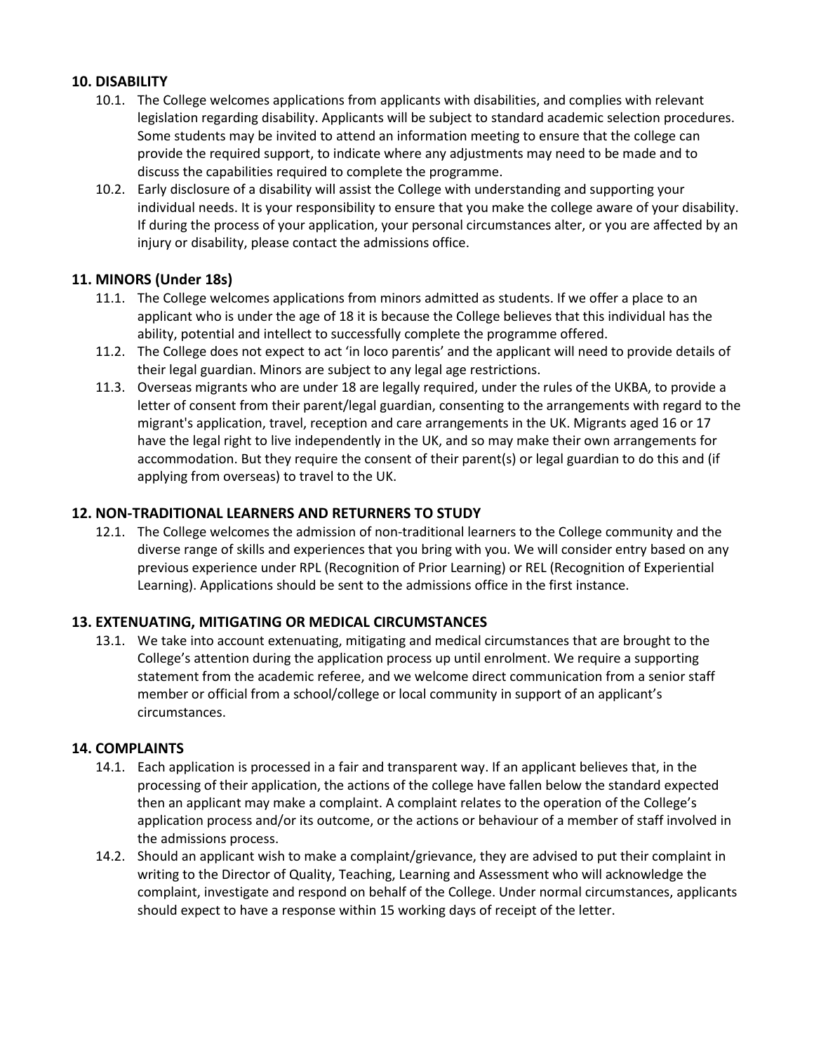## 10. DISABILITY

10.1. The College welcomes applications from applicants with disabilities, and complies with relevant legislation regarding disability. Applicants will be subject to standard academic selection procedures. Some students may be invited to attend an information meeting to ensure that the college can provide the required support, to indicate where any adjustments may need to be made and to discuss the capabilities required to complete the programme.

10.2. Early disclosure of a disability will assist the College with understanding and supporting your individual needs. It is your responsibility to ensure that you make the college aware of your disability. If during the process of your application, your personal circumstances alter, or you are affected by an injury or disability, please contact the admissions office.

## 11. MINORS (Under 18s)

11.1. The College welcomes applications from minors admitted as students. If we offer a place to an applicant who is under the age of 18 it is because the College believes that this individual has the ability, potential and intellect to successfully complete the programme offered.

11.2. The College does not expect to act 'in loco parentis' and the applicant will need to provide details of their legal guardian. Minors are subject to any legal age restrictions.

11.3. Overseas migrants who are under 18 are legally required, under the rules of the UKBA, to provide a letter of consent from their parent/legal guardian, consenting to the arrangements with regard to the migrant's application, travel, reception and care arrangements in the UK. Migrants aged 16 or 17 have the legal right to live independently in the UK, and so may make their own arrangements for accommodation. But they require the consent of their parent(s) or legal guardian to do this and (if applying from overseas) to travel to the UK.

## 12. NON-TRADITIONAL LEARNERS AND RETURNERS TO STUDY

12.1. The College welcomes the admission of non-traditional learners to the College community and the diverse range of skills and experiences that you bring with you. We will consider entry based on any previous experience under RPL (Recognition of Prior Learning) or REL (Recognition of Experiential Learning). Applications should be sent to the admissions office in the first instance.

## 13. EXTENUATING, MITIGATING OR MEDICAL CIRCUMSTANCES

13.1. We take into account extenuating, mitigating and medical circumstances that are brought to the College's attention during the application process up until enrolment. We require a supporting statement from the academic referee, and we welcome direct communication from a senior staff member or official from a school/college or local community in support of an applicant's circumstances.

## 14. COMPLAINTS

14.1. Each application is processed in a fair and transparent way. If an applicant believes that, in the processing of their application, the actions of the college have fallen below the standard expected then an applicant may make a complaint. A complaint relates to the operation of the College's application process and/or its outcome, or the actions or behaviour of a member of staff involved in the admissions process.

14.2. Should an applicant wish to make a complaint/grievance, they are advised to put their complaint in writing to the Director of Quality, Teaching, Learning and Assessment who will acknowledge the complaint, investigate and respond on behalf of the College. Under normal circumstances, applicants should expect to have a response within 15 working days of receipt of the letter.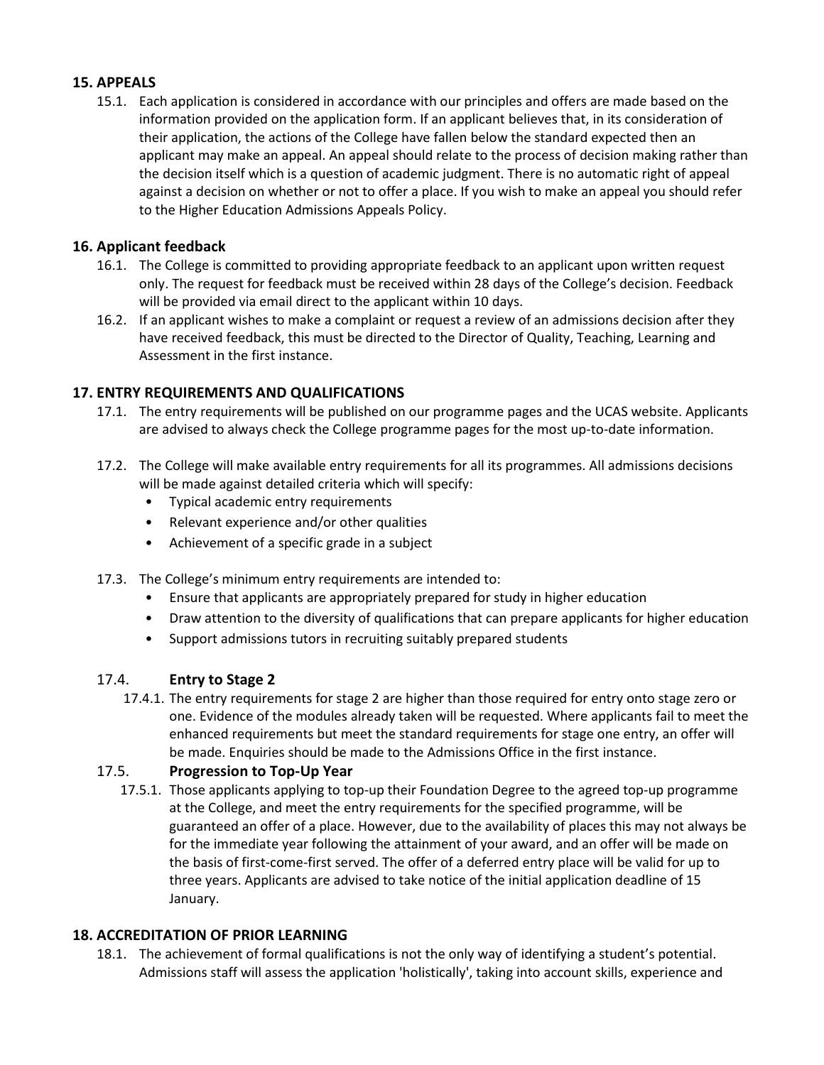## 15. APPEALS

15.1. Each application is considered in accordance with our principles and offers are made based on the information provided on the application form. If an applicant believes that, in its consideration of their application, the actions of the College have fallen below the standard expected then an applicant may make an appeal. An appeal should relate to the process of decision making rather than the decision itself which is a question of academic judgment. There is no automatic right of appeal against a decision on whether or not to offer a place. If you wish to make an appeal you should refer to the Higher Education Admissions Appeals Policy.

## 16. Applicant feedback

16.1. The College is committed to providing appropriate feedback to an applicant upon written request only. The request for feedback must be received within 28 days of the College's decision. Feedback will be provided via email direct to the applicant within 10 days.

16.2. If an applicant wishes to make a complaint or request a review of an admissions decision after they have received feedback, this must be directed to the Director of Quality, Teaching, Learning and Assessment in the first instance.

## 17. ENTRY REQUIREMENTS AND QUALIFICATIONS

17.1. The entry requirements will be published on our programme pages and the UCAS website. Applicants are advised to always check the College programme pages for the most up-to-date information.

17.2. The College will make available entry requirements for all its programmes. All admissions decisions will be made against detailed criteria which will specify:

- Typical academic entry requirements
- Relevant experience and/or other qualities
- Achievement of a specific grade in a subject

17.3. The College's minimum entry requirements are intended to:

- Ensure that applicants are appropriately prepared for study in higher education
- Draw attention to the diversity of qualifications that can prepare applicants for higher education
- Support admissions tutors in recruiting suitably prepared students

### 17.4. Entry to Stage 2

17.4.1. The entry requirements for stage 2 are higher than those required for entry onto stage zero or one. Evidence of the modules already taken will be requested. Where applicants fail to meet the enhanced requirements but meet the standard requirements for stage one entry, an offer will be made. Enquiries should be made to the Admissions Office in the first instance.

### 17.5. Progression to Top-Up Year

17.5.1. Those applicants applying to top-up their Foundation Degree to the agreed top-up programme at the College, and meet the entry requirements for the specified programme, will be guaranteed an offer of a place. However, due to the availability of places this may not always be for the immediate year following the attainment of your award, and an offer will be made on the basis of first-come-first served. The offer of a deferred entry place will be valid for up to three years. Applicants are advised to take notice of the initial application deadline of 15 January.

## 18. ACCREDITATION OF PRIOR LEARNING

18.1. The achievement of formal qualifications is not the only way of identifying a student's potential. Admissions staff will assess the application 'holistically', taking into account skills, experience and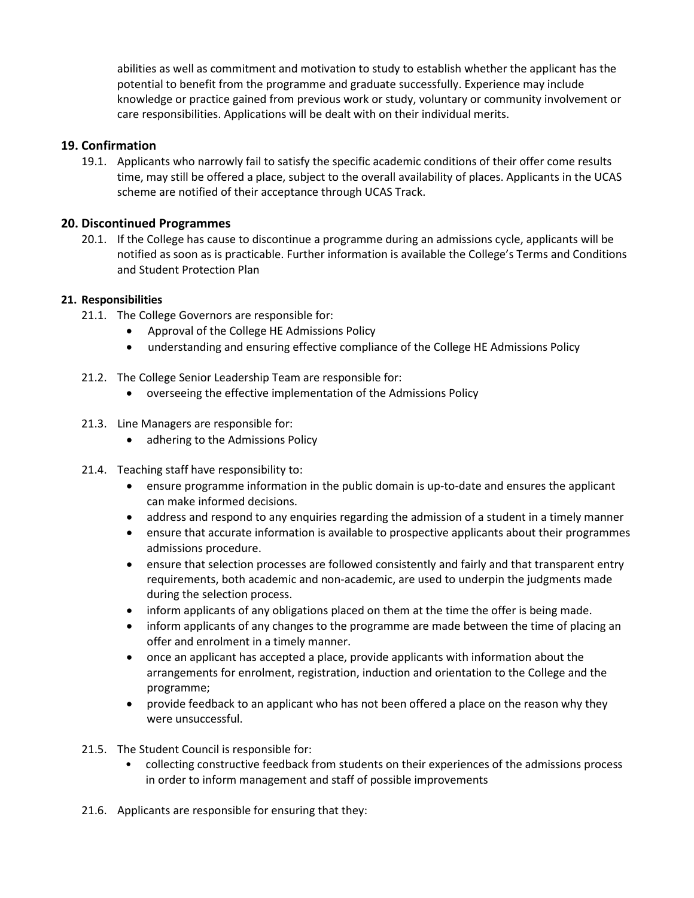abilities as well as commitment and motivation to study to establish whether the applicant has the potential to benefit from the programme and graduate successfully. Experience may include knowledge or practice gained from previous work or study, voluntary or community involvement or care responsibilities. Applications will be dealt with on their individual merits.

## 19. Confirmation

19.1. Applicants who narrowly fail to satisfy the specific academic conditions of their offer come results time, may still be offered a place, subject to the overall availability of places. Applicants in the UCAS scheme are notified of their acceptance through UCAS Track.

## 20. Discontinued Programmes

20.1. If the College has cause to discontinue a programme during an admissions cycle, applicants will be notified as soon as is practicable. Further information is available the College's Terms and Conditions and Student Protection Plan

### 21. Responsibilities

21.1. The College Governors are responsible for:

- Approval of the College HE Admissions Policy
- understanding and ensuring effective compliance of the College HE Admissions Policy

21.2. The College Senior Leadership Team are responsible for:

- overseeing the effective implementation of the Admissions Policy

21.3. Line Managers are responsible for:

- adhering to the Admissions Policy

21.4. Teaching staff have responsibility to:

- ensure programme information in the public domain is up-to-date and ensures the applicant can make informed decisions.
- address and respond to any enquiries regarding the admission of a student in a timely manner
- ensure that accurate information is available to prospective applicants about their programmes admissions procedure.
- ensure that selection processes are followed consistently and fairly and that transparent entry requirements, both academic and non-academic, are used to underpin the judgments made during the selection process.
- inform applicants of any obligations placed on them at the time the offer is being made.
- inform applicants of any changes to the programme are made between the time of placing an offer and enrolment in a timely manner.
- once an applicant has accepted a place, provide applicants with information about the arrangements for enrolment, registration, induction and orientation to the College and the programme;
- provide feedback to an applicant who has not been offered a place on the reason why they were unsuccessful.

21.5. The Student Council is responsible for:

- collecting constructive feedback from students on their experiences of the admissions process in order to inform management and staff of possible improvements

21.6. Applicants are responsible for ensuring that they: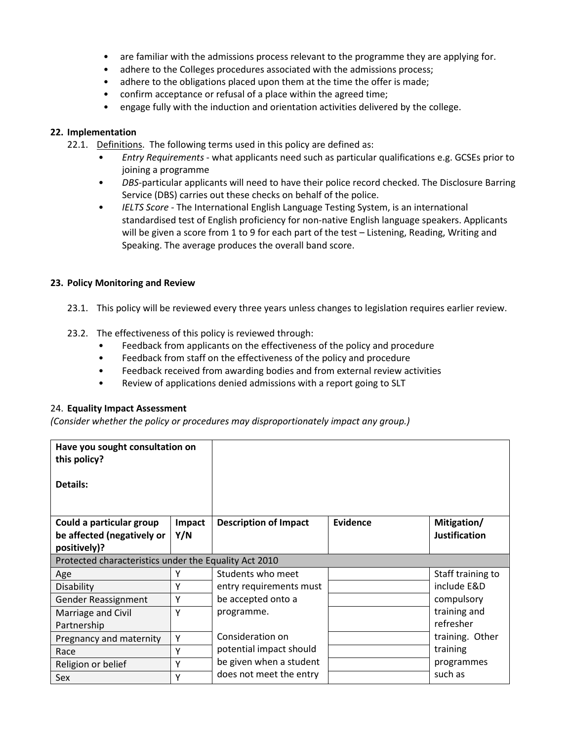- are familiar with the admissions process relevant to the programme they are applying for.
- adhere to the Colleges procedures associated with the admissions process;
- adhere to the obligations placed upon them at the time the offer is made;
- confirm acceptance or refusal of a place within the agreed time;
- engage fully with the induction and orientation activities delivered by the college.

## 22. Implementation

22.1. Definitions. The following terms used in this policy are defined as:

- *Entry Requirements* - what applicants need such as particular qualifications e.g. GCSEs prior to joining a programme
- *DBS*-particular applicants will need to have their police record checked. The Disclosure Barring Service (DBS) carries out these checks on behalf of the police.
- *IELTS Score* - The International English Language Testing System, is an international standardised test of English proficiency for non-native English language speakers. Applicants will be given a score from 1 to 9 for each part of the test – Listening, Reading, Writing and Speaking. The average produces the overall band score.

## 23. Policy Monitoring and Review

23.1. This policy will be reviewed every three years unless changes to legislation requires earlier review.

23.2. The effectiveness of this policy is reviewed through:

- Feedback from applicants on the effectiveness of the policy and procedure
- Feedback from staff on the effectiveness of the policy and procedure
- Feedback received from awarding bodies and from external review activities
- Review of applications denied admissions with a report going to SLT

## 24. Equality Impact Assessment

*(Consider whether the policy or procedures may disproportionately impact any group.)*

| **Have you sought consultation on this policy?**<br><br>**Details:** | | | | |
|---|---|---|---|---|
| **Could a particular group be affected (negatively or positively)?** | **Impact Y/N** | **Description of Impact** | **Evidence** | **Mitigation/ Justification** |
| Protected characteristics under the Equality Act 2010 | | | | |
| Age | Y | Students who meet entry requirements must be accepted onto a programme.<br><br>Consideration on potential impact should be given when a student does not meet the entry | | Staff training to include E&D compulsory training and refresher training. Other training programmes such as |
| Disability | Y | | | |
| Gender Reassignment | Y | | | |
| Marriage and Civil Partnership | Y | | | |
| Pregnancy and maternity | Y | | | |
| Race | Y | | | |
| Religion or belief | Y | | | |
| Sex | Y | | | |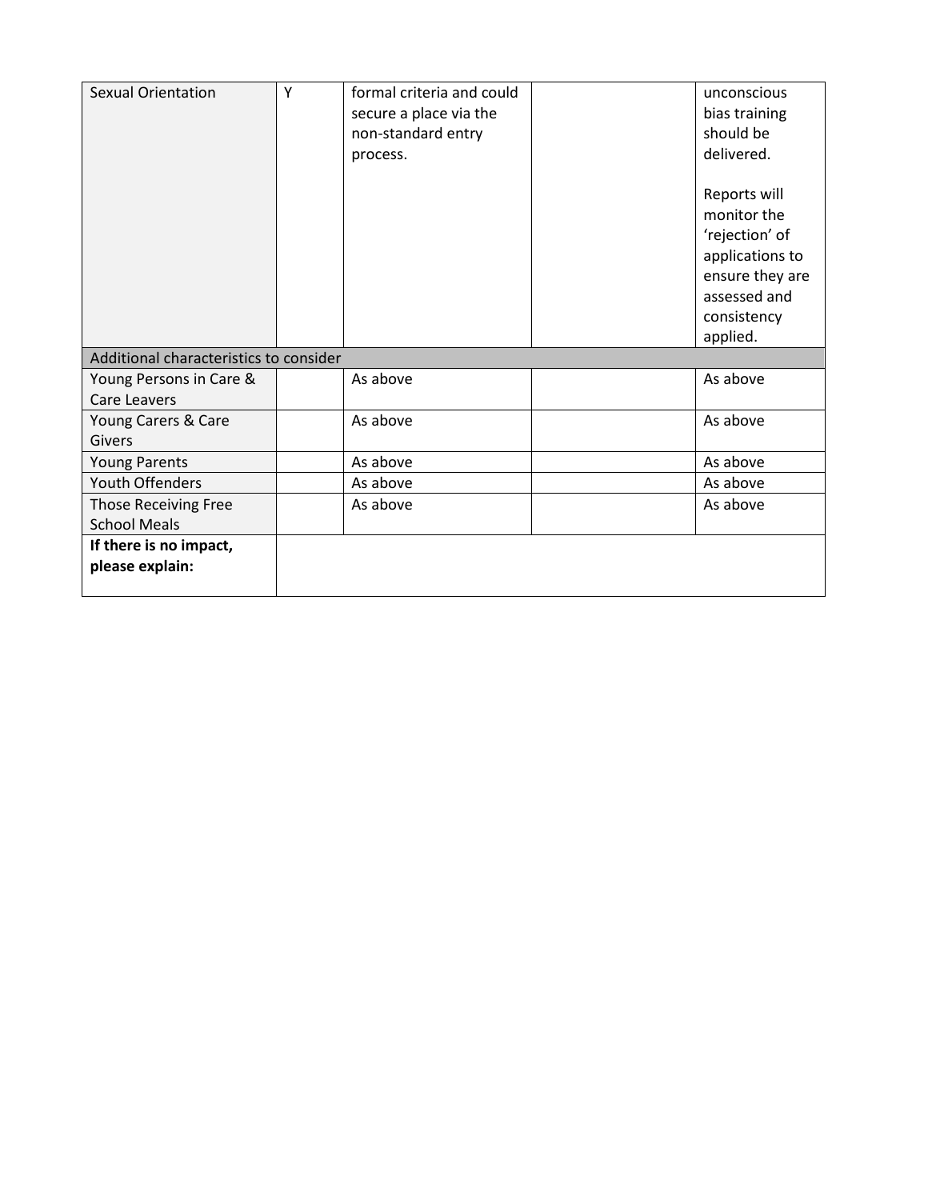| Sexual Orientation | Y | formal criteria and could secure a place via the non-standard entry process. | | unconscious bias training should be delivered.<br><br>Reports will monitor the 'rejection' of applications to ensure they are assessed and consistency applied. |
|---|---|---|---|---|
| Additional characteristics to consider | | | | |
| Young Persons in Care & Care Leavers | | As above | | As above |
| Young Carers & Care Givers | | As above | | As above |
| Young Parents | | As above | | As above |
| Youth Offenders | | As above | | As above |
| Those Receiving Free School Meals | | As above | | As above |
| **If there is no impact, please explain:** | | | | |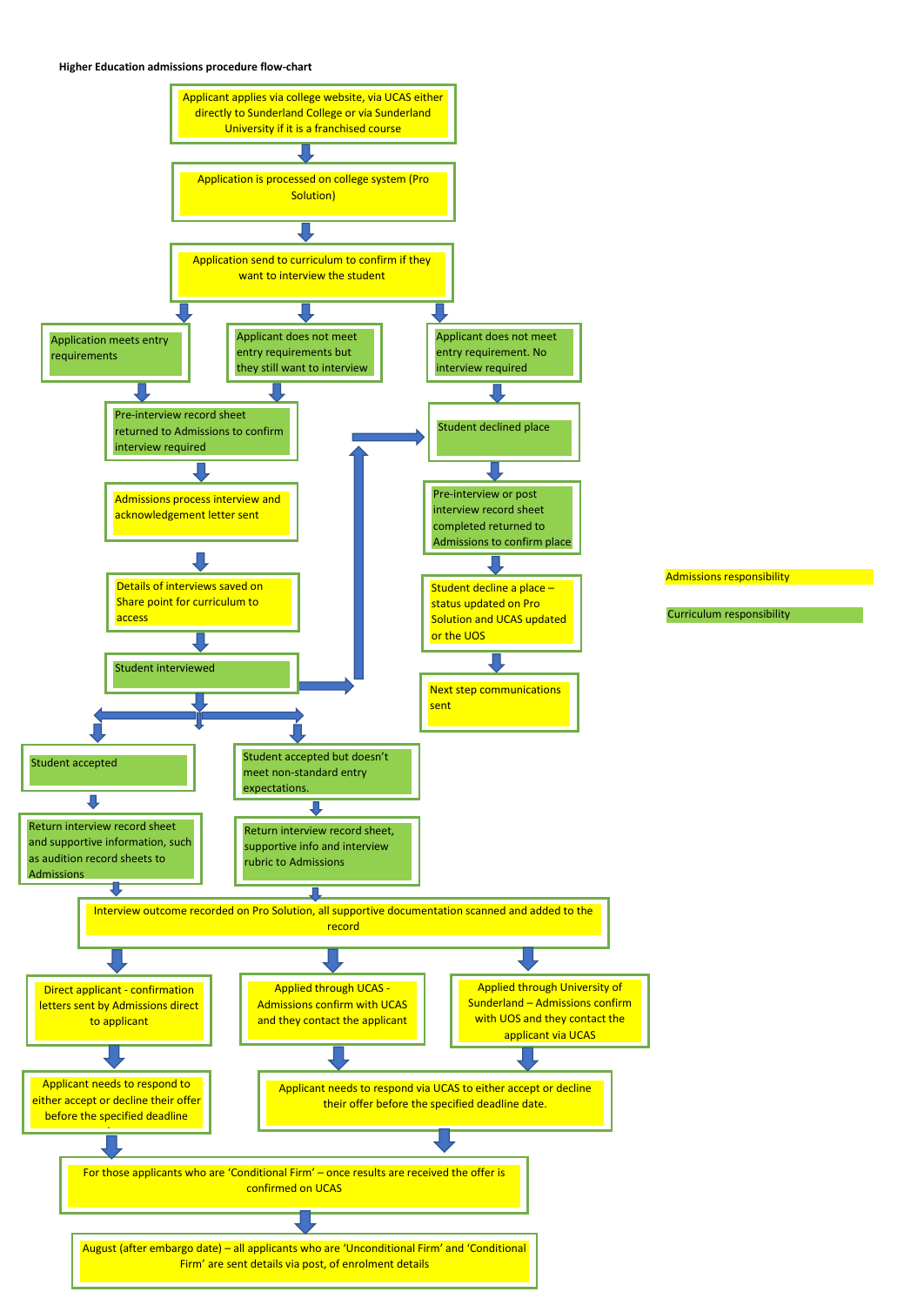**Higher Education admissions procedure flow-chart**

Applicant applies via college website, via UCAS either directly to Sunderland College or via Sunderland University if it is a franchised course

Application is processed on college system (Pro Solution)

Application send to curriculum to confirm if they want to interview the student

Application meets entry requirements

Applicant does not meet entry requirements but they still want to interview

Applicant does not meet entry requirement. No interview required

Pre-interview record sheet returned to Admissions to confirm interview required

Admissions process interview and acknowledgement letter sent

Details of interviews saved on Share point for curriculum to access

Student interviewed

Student declined place

Pre-interview or post interview record sheet completed returned to Admissions to confirm place

Student decline a place – status updated on Pro Solution and UCAS updated or the UOS

Next step communications sent

Student accepted

Student accepted but doesn't meet non-standard entry expectations.

Return interview record sheet and supportive information, such as audition record sheets to Admissions

Return interview record sheet, supportive info and interview rubric to Admissions

Interview outcome recorded on Pro Solution, all supportive documentation scanned and added to the record

Direct applicant - confirmation letters sent by Admissions direct to applicant

Applied through UCAS - Admissions confirm with UCAS and they contact the applicant

Applied through University of Sunderland – Admissions confirm with UOS and they contact the applicant via UCAS

Applicant needs to respond to either accept or decline their offer before the specified deadline

Applicant needs to respond via UCAS to either accept or decline their offer before the specified deadline date.

For those applicants who are 'Conditional Firm' – once results are received the offer is confirmed on UCAS

August (after embargo date) – all applicants who are 'Unconditional Firm' and 'Conditional Firm' are sent details via post, of enrolment details

Admissions responsibility

Curriculum responsibility